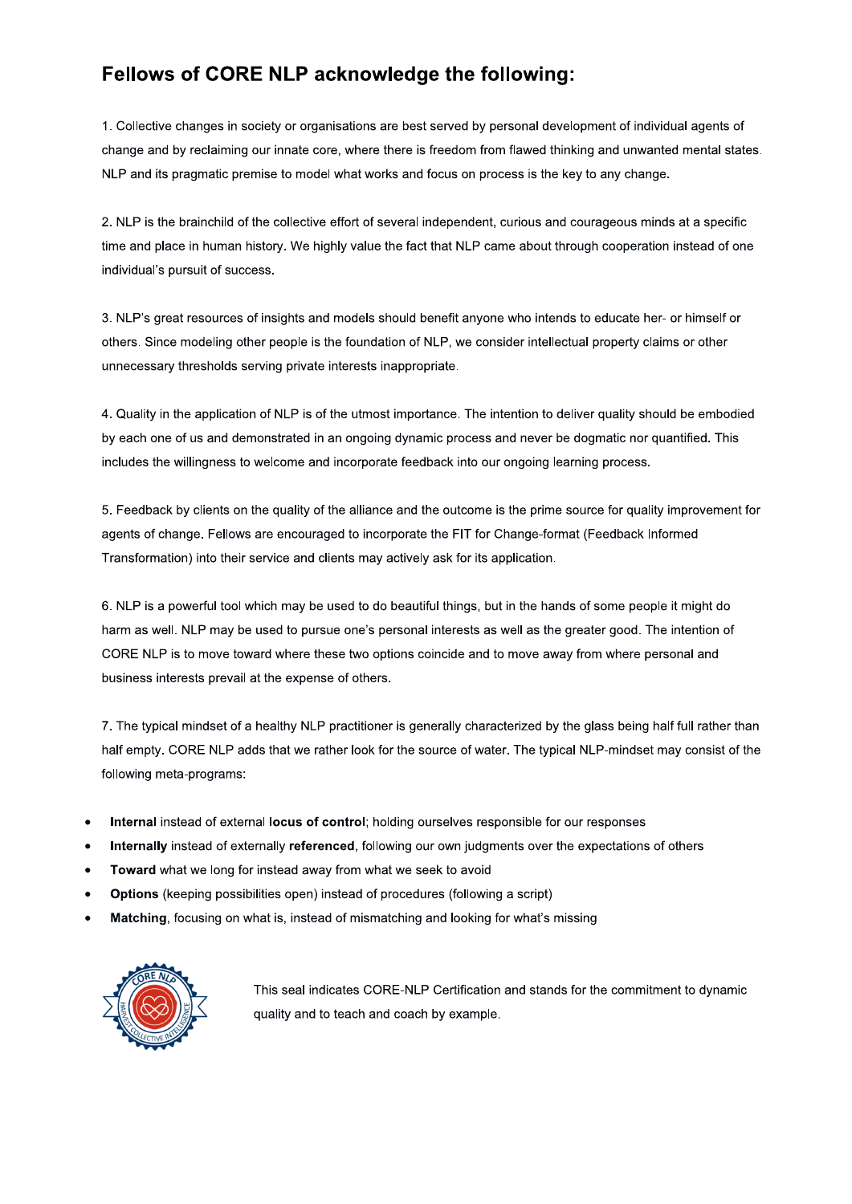# Fellows of CORE NLP acknowledge the following:

1. Collective changes in society or organisations are best served by personal development of individual agents of change and by reclaiming our innate core, where there is freedom from flawed thinking and unwanted mental states. NLP and its pragmatic premise to model what works and focus on process is the key to any change.

2. NLP is the brainchild of the collective effort of several independent, curious and courageous minds at a specific time and place in human history. We highly value the fact that NLP came about through cooperation instead of one individual's pursuit of success.

3. NLP's great resources of insights and models should benefit anyone who intends to educate her- or himself or others. Since modeling other people is the foundation of NLP, we consider intellectual property claims or other unnecessary thresholds serving private interests inappropriate.

4. Quality in the application of NLP is of the utmost importance. The intention to deliver quality should be embodied by each one of us and demonstrated in an ongoing dynamic process and never be dogmatic nor quantified. This includes the willingness to welcome and incorporate feedback into our ongoing learning process.

5. Feedback by clients on the quality of the alliance and the outcome is the prime source for quality improvement for agents of change. Fellows are encouraged to incorporate the FIT for Change-format (Feedback Informed Transformation) into their service and clients may actively ask for its application.

6. NLP is a powerful tool which may be used to do beautiful things, but in the hands of some people it might do harm as well. NLP may be used to pursue one's personal interests as well as the greater good. The intention of CORE NLP is to move toward where these two options coincide and to move away from where personal and business interests prevail at the expense of others.

7. The typical mindset of a healthy NLP practitioner is generally characterized by the glass being half full rather than half empty. CORE NLP adds that we rather look for the source of water. The typical NLP-mindset may consist of the following meta-programs:

- **Internal** instead of external **locus of control**; holding ourselves responsible for our responses
- **Internally** instead of externally **referenced**, following our own judgments over the expectations of others
- **Toward** what we long for instead away from what we seek to avoid
- **Options** (keeping possibilities open) instead of procedures (following a script)
- **Matching**, focusing on what is, instead of mismatching and looking for what's missing

This seal indicates CORE-NLP Certification and stands for the commitment to dynamic quality and to teach and coach by example.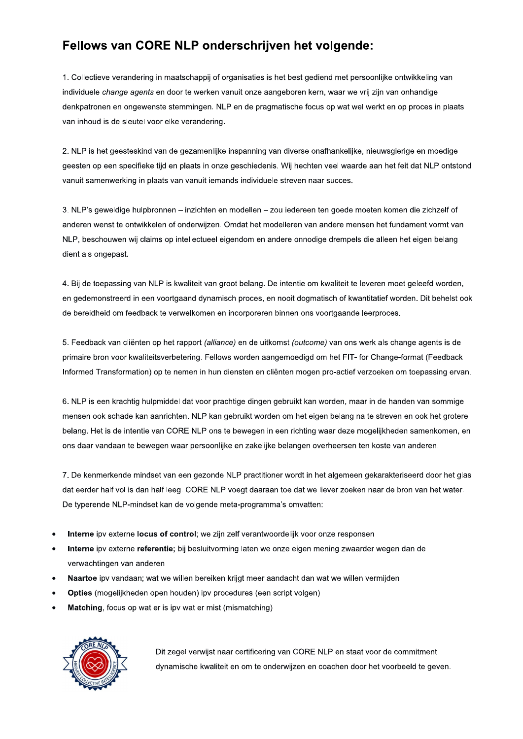# Fellows van CORE NLP onderschrijven het volgende:

1. Collectieve verandering in maatschappij of organisaties is het best gediend met persoonlijke ontwikkeling van individuele *change agents* en door te werken vanuit onze aangeboren kern, waar we vrij zijn van onhandige denkpatronen en ongewenste stemmingen. NLP en de pragmatische focus op wat wel werkt en op proces in plaats van inhoud is de sleutel voor elke verandering.

2. NLP is het geesteskind van de gezamenlijke inspanning van diverse onafhankelijke, nieuwsgierige en moedige geesten op een specifieke tijd en plaats in onze geschiedenis. Wij hechten veel waarde aan het feit dat NLP ontstond vanuit samenwerking in plaats van vanuit iemands individuele streven naar succes.

3. NLP's geweldige hulpbronnen – inzichten en modellen – zou iedereen ten goede moeten komen die zichzelf of anderen wenst te ontwikkelen of onderwijzen. Omdat het modelleren van andere mensen het fundament vormt van NLP, beschouwen wij claims op intellectueel eigendom en andere onnodige drempels die alleen het eigen belang dient als ongepast.

4. Bij de toepassing van NLP is kwaliteit van groot belang. De intentie om kwaliteit te leveren moet geleefd worden, en gedemonstreerd in een voortgaand dynamisch proces, en nooit dogmatisch of kwantitatief worden. Dit behelst ook de bereidheid om feedback te verwelkomen en incorporeren binnen ons voortgaande leerproces.

5. Feedback van cliënten op het rapport *(alliance)* en de uitkomst *(outcome)* van ons werk als change agents is de primaire bron voor kwaliteitsverbetering. Fellows worden aangemoedigd om het FIT- for Change-format (Feedback Informed Transformation) op te nemen in hun diensten en cliënten mogen pro-actief verzoeken om toepassing ervan.

6. NLP is een krachtig hulpmiddel dat voor prachtige dingen gebruikt kan worden, maar in de handen van sommige mensen ook schade kan aanrichten. NLP kan gebruikt worden om het eigen belang na te streven en ook het grotere belang. Het is de intentie van CORE NLP ons te bewegen in een richting waar deze mogelijkheden samenkomen, en ons daar vandaan te bewegen waar persoonlijke en zakelijke belangen overheersen ten koste van anderen.

7. De kenmerkende mindset van een gezonde NLP practitioner wordt in het algemeen gekarakteriseerd door het glas dat eerder half vol is dan half leeg. CORE NLP voegt daaraan toe dat we liever zoeken naar de bron van het water. De typerende NLP-mindset kan de volgende meta-programma's omvatten:

- **Interne** ipv externe **locus of control**; we zijn zelf verantwoordelijk voor onze responsen
- **Interne** ipv externe **referentie;** bij besluitvorming laten we onze eigen mening zwaarder wegen dan de verwachtingen van anderen
- **Naartoe** ipv vandaan; wat we willen bereiken krijgt meer aandacht dan wat we willen vermijden
- **Opties** (mogelijkheden open houden) ipv procedures (een script volgen)
- **Matching**, focus op wat er is ipv wat er mist (mismatching)

Dit zegel verwijst naar certificering van CORE NLP en staat voor de commitment dynamische kwaliteit en om te onderwijzen en coachen door het voorbeeld te geven.